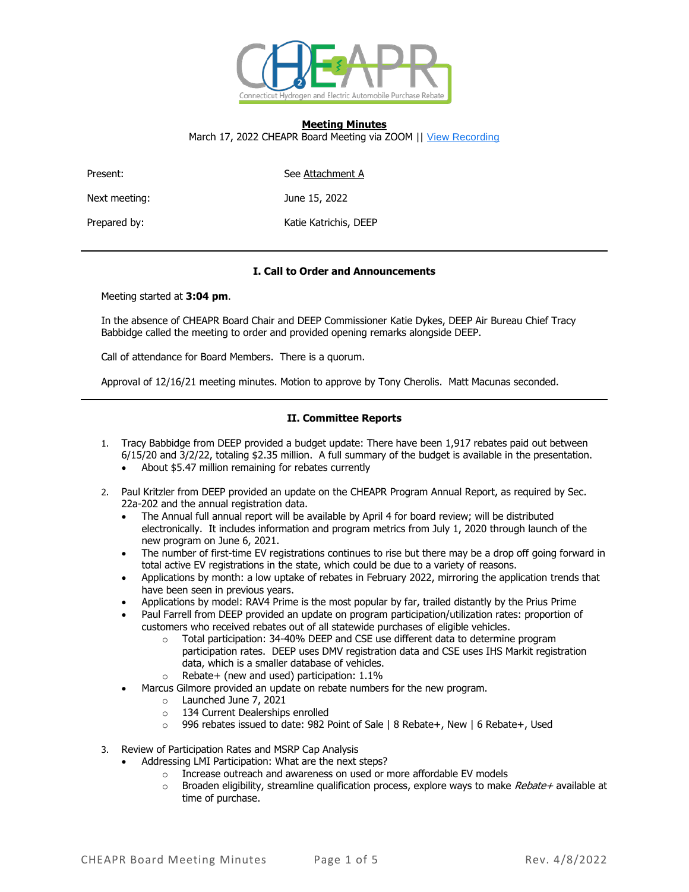**Meeting Minutes**

March 17, 2022 CHEAPR Board Meeting via ZOOM || [View Recording]()

| | |
|---|---|
| Present: | See Attachment A |
| Next meeting: | June 15, 2022 |
| Prepared by: | Katie Katrichis, DEEP |

---

### I. Call to Order and Announcements

Meeting started at **3:04 pm**.

In the absence of CHEAPR Board Chair and DEEP Commissioner Katie Dykes, DEEP Air Bureau Chief Tracy Babbidge called the meeting to order and provided opening remarks alongside DEEP.

Call of attendance for Board Members. There is a quorum.

Approval of 12/16/21 meeting minutes. Motion to approve by Tony Cherolis. Matt Macunas seconded.

---

### II. Committee Reports

1. Tracy Babbidge from DEEP provided a budget update: There have been 1,917 rebates paid out between 6/15/20 and 3/2/22, totaling $2.35 million. A full summary of the budget is available in the presentation.
   - About $5.47 million remaining for rebates currently

2. Paul Kritzler from DEEP provided an update on the CHEAPR Program Annual Report, as required by Sec. 22a-202 and the annual registration data.
   - The Annual full annual report will be available by April 4 for board review; will be distributed electronically. It includes information and program metrics from July 1, 2020 through launch of the new program on June 6, 2021.
   - The number of first-time EV registrations continues to rise but there may be a drop off going forward in total active EV registrations in the state, which could be due to a variety of reasons.
   - Applications by month: a low uptake of rebates in February 2022, mirroring the application trends that have been seen in previous years.
   - Applications by model: RAV4 Prime is the most popular by far, trailed distantly by the Prius Prime
   - Paul Farrell from DEEP provided an update on program participation/utilization rates: proportion of customers who received rebates out of all statewide purchases of eligible vehicles.
     - Total participation: 34-40% DEEP and CSE use different data to determine program participation rates. DEEP uses DMV registration data and CSE uses IHS Markit registration data, which is a smaller database of vehicles.
     - Rebate+ (new and used) participation: 1.1%
   - Marcus Gilmore provided an update on rebate numbers for the new program.
     - Launched June 7, 2021
     - 134 Current Dealerships enrolled
     - 996 rebates issued to date: 982 Point of Sale | 8 Rebate+, New | 6 Rebate+, Used

3. Review of Participation Rates and MSRP Cap Analysis
   - Addressing LMI Participation: What are the next steps?
     - Increase outreach and awareness on used or more affordable EV models
     - Broaden eligibility, streamline qualification process, explore ways to make *Rebate+* available at time of purchase.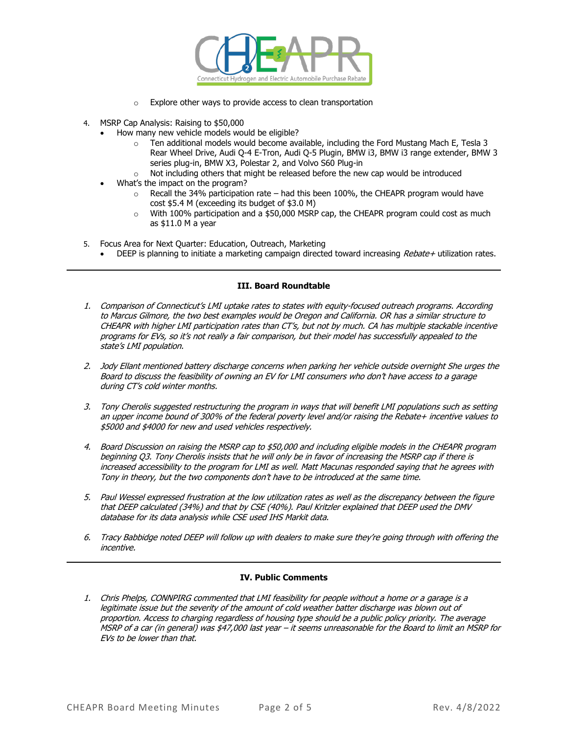- Explore other ways to provide access to clean transportation

4. MSRP Cap Analysis: Raising to $50,000
   - How many new vehicle models would be eligible?
     - Ten additional models would become available, including the Ford Mustang Mach E, Tesla 3 Rear Wheel Drive, Audi Q-4 E-Tron, Audi Q-5 Plugin, BMW i3, BMW i3 range extender, BMW 3 series plug-in, BMW X3, Polestar 2, and Volvo S60 Plug-in
     - Not including others that might be released before the new cap would be introduced
   - What's the impact on the program?
     - Recall the 34% participation rate – had this been 100%, the CHEAPR program would have cost $5.4 M (exceeding its budget of $3.0 M)
     - With 100% participation and a $50,000 MSRP cap, the CHEAPR program could cost as much as $11.0 M a year

5. Focus Area for Next Quarter: Education, Outreach, Marketing
   - DEEP is planning to initiate a marketing campaign directed toward increasing *Rebate+* utilization rates.

---

### III. Board Roundtable

1. *Comparison of Connecticut's LMI uptake rates to states with equity-focused outreach programs. According to Marcus Gilmore, the two best examples would be Oregon and California. OR has a similar structure to CHEAPR with higher LMI participation rates than CT's, but not by much. CA has multiple stackable incentive programs for EVs, so it's not really a fair comparison, but their model has successfully appealed to the state's LMI population.*

2. *Jody Ellant mentioned battery discharge concerns when parking her vehicle outside overnight She urges the Board to discuss the feasibility of owning an EV for LMI consumers who don't have access to a garage during CT's cold winter months.*

3. *Tony Cherolis suggested restructuring the program in ways that will benefit LMI populations such as setting an upper income bound of 300% of the federal poverty level and/or raising the Rebate+ incentive values to $5000 and $4000 for new and used vehicles respectively.*

4. *Board Discussion on raising the MSRP cap to $50,000 and including eligible models in the CHEAPR program beginning Q3. Tony Cherolis insists that he will only be in favor of increasing the MSRP cap if there is increased accessibility to the program for LMI as well. Matt Macunas responded saying that he agrees with Tony in theory, but the two components don't have to be introduced at the same time.*

5. *Paul Wessel expressed frustration at the low utilization rates as well as the discrepancy between the figure that DEEP calculated (34%) and that by CSE (40%). Paul Kritzler explained that DEEP used the DMV database for its data analysis while CSE used IHS Markit data.*

6. *Tracy Babbidge noted DEEP will follow up with dealers to make sure they're going through with offering the incentive.*

---

### IV. Public Comments

1. *Chris Phelps, CONNPIRG commented that LMI feasibility for people without a home or a garage is a legitimate issue but the severity of the amount of cold weather batter discharge was blown out of proportion. Access to charging regardless of housing type should be a public policy priority. The average MSRP of a car (in general) was $47,000 last year – it seems unreasonable for the Board to limit an MSRP for EVs to be lower than that.*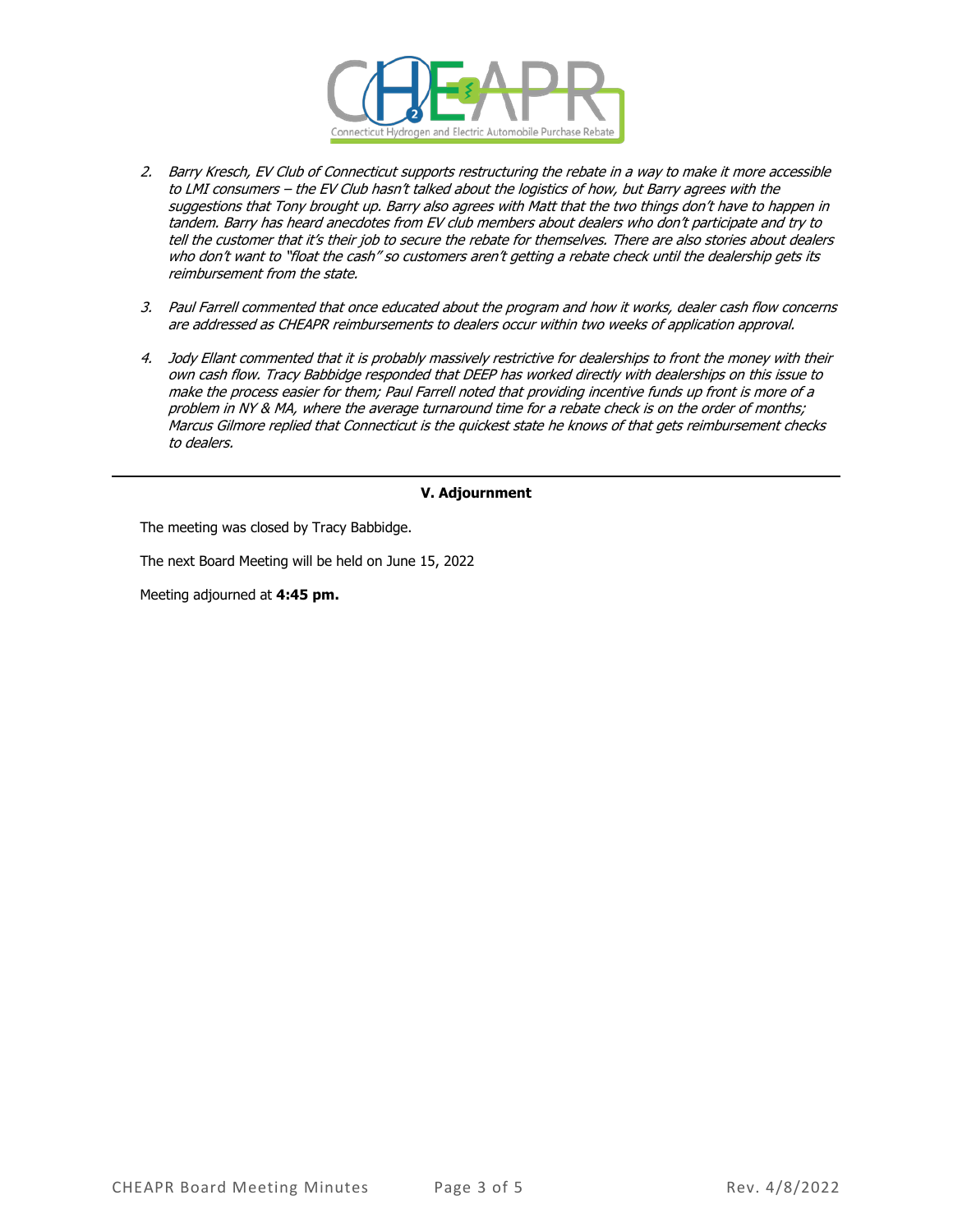2. *Barry Kresch, EV Club of Connecticut supports restructuring the rebate in a way to make it more accessible to LMI consumers – the EV Club hasn't talked about the logistics of how, but Barry agrees with the suggestions that Tony brought up. Barry also agrees with Matt that the two things don't have to happen in tandem. Barry has heard anecdotes from EV club members about dealers who don't participate and try to tell the customer that it's their job to secure the rebate for themselves. There are also stories about dealers who don't want to "float the cash" so customers aren't getting a rebate check until the dealership gets its reimbursement from the state.*

3. *Paul Farrell commented that once educated about the program and how it works, dealer cash flow concerns are addressed as CHEAPR reimbursements to dealers occur within two weeks of application approval.*

4. *Jody Ellant commented that it is probably massively restrictive for dealerships to front the money with their own cash flow. Tracy Babbidge responded that DEEP has worked directly with dealerships on this issue to make the process easier for them; Paul Farrell noted that providing incentive funds up front is more of a problem in NY & MA, where the average turnaround time for a rebate check is on the order of months; Marcus Gilmore replied that Connecticut is the quickest state he knows of that gets reimbursement checks to dealers.*

---

**V. Adjournment**

The meeting was closed by Tracy Babbidge.

The next Board Meeting will be held on June 15, 2022

Meeting adjourned at **4:45 pm.**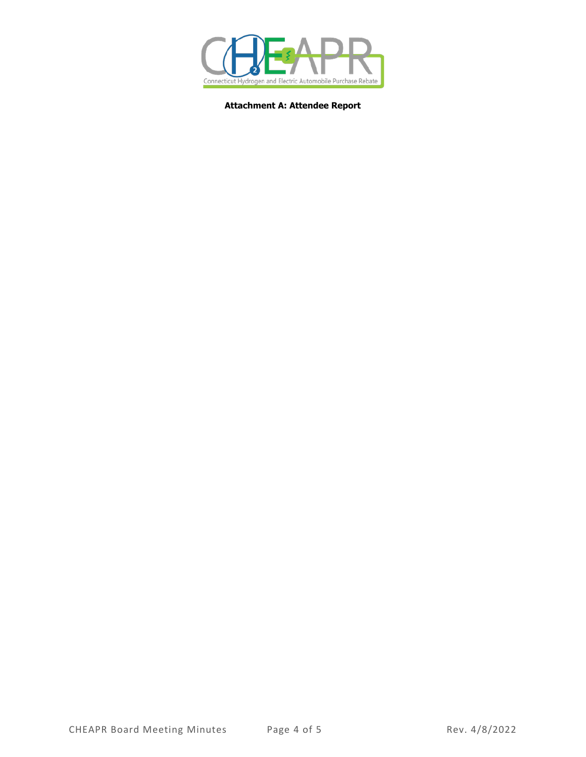**Attachment A: Attendee Report**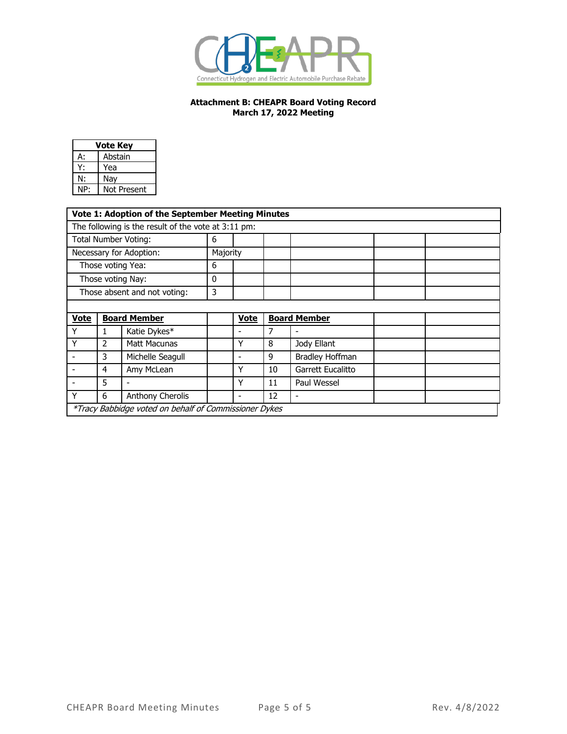**Attachment B: CHEAPR Board Voting Record**
**March 17, 2022 Meeting**

| Vote Key | |
|---|---|
| A: | Abstain |
| Y: | Yea |
| N: | Nay |
| NP: | Not Present |

| **Vote 1: Adoption of the September Meeting Minutes** | | | | | | | | |
|---|---|---|---|---|---|---|---|---|
| The following is the result of the vote at 3:11 pm: | | | | | | | | |
| Total Number Voting: | | | 6 | | | | | |
| Necessary for Adoption: | | | Majority | | | | | |
| Those voting Yea: | | | 6 | | | | | |
| Those voting Nay: | | | 0 | | | | | |
| Those absent and not voting: | | | 3 | | | | | |
| | | | | | | | | |
| **Vote** | **Board Member** | | | **Vote** | **Board Member** | | | |
| Y | 1 | Katie Dykes* | | - | 7 | - | | |
| Y | 2 | Matt Macunas | | Y | 8 | Jody Ellant | | |
| - | 3 | Michelle Seagull | | - | 9 | Bradley Hoffman | | |
| - | 4 | Amy McLean | | Y | 10 | Garrett Eucalitto | | |
| - | 5 | - | | Y | 11 | Paul Wessel | | |
| Y | 6 | Anthony Cherolis | | - | 12 | - | | |

*Tracy Babbidge voted on behalf of Commissioner Dykes*